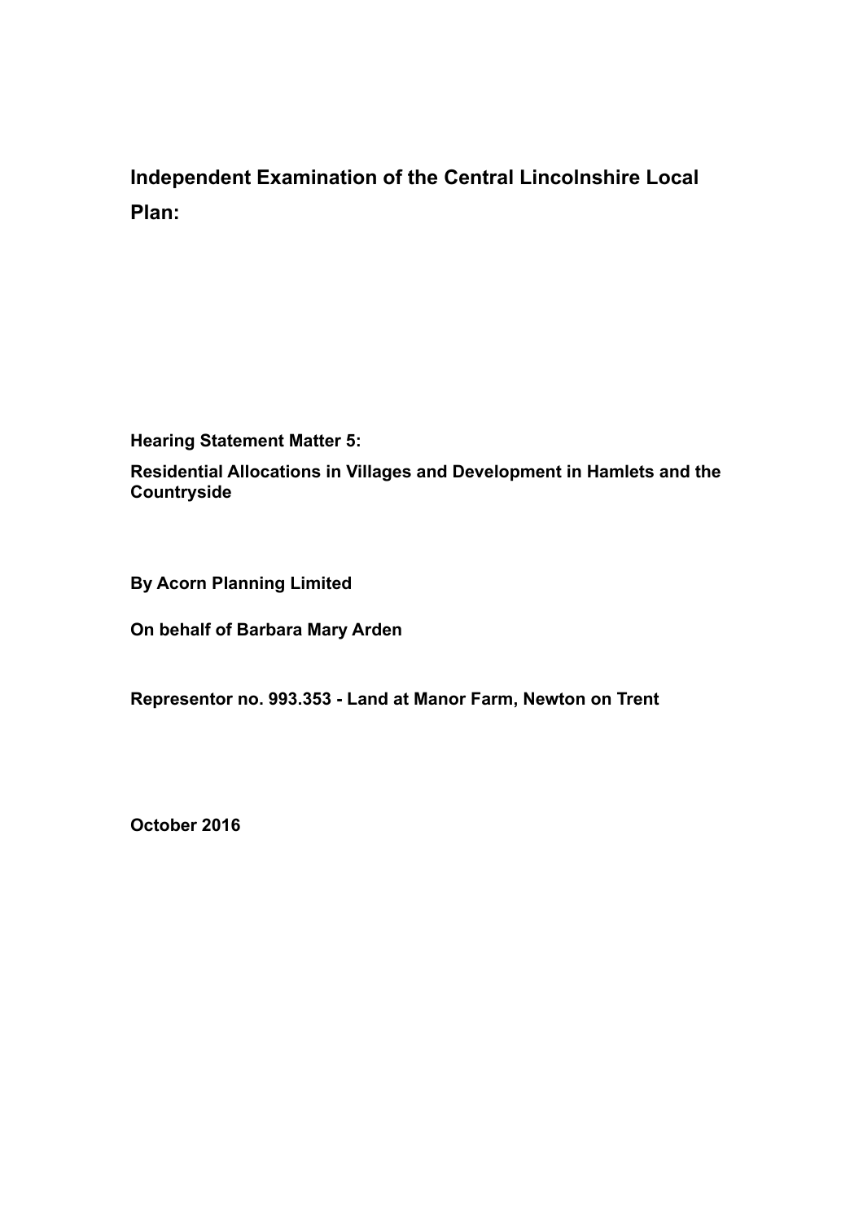# Independent Examination of the Central Lincolnshire Local Plan:

**Hearing Statement Matter 5:**

**Residential Allocations in Villages and Development in Hamlets and the Countryside**

**By Acorn Planning Limited**

**On behalf of Barbara Mary Arden**

**Representor no. 993.353 - Land at Manor Farm, Newton on Trent**

**October 2016**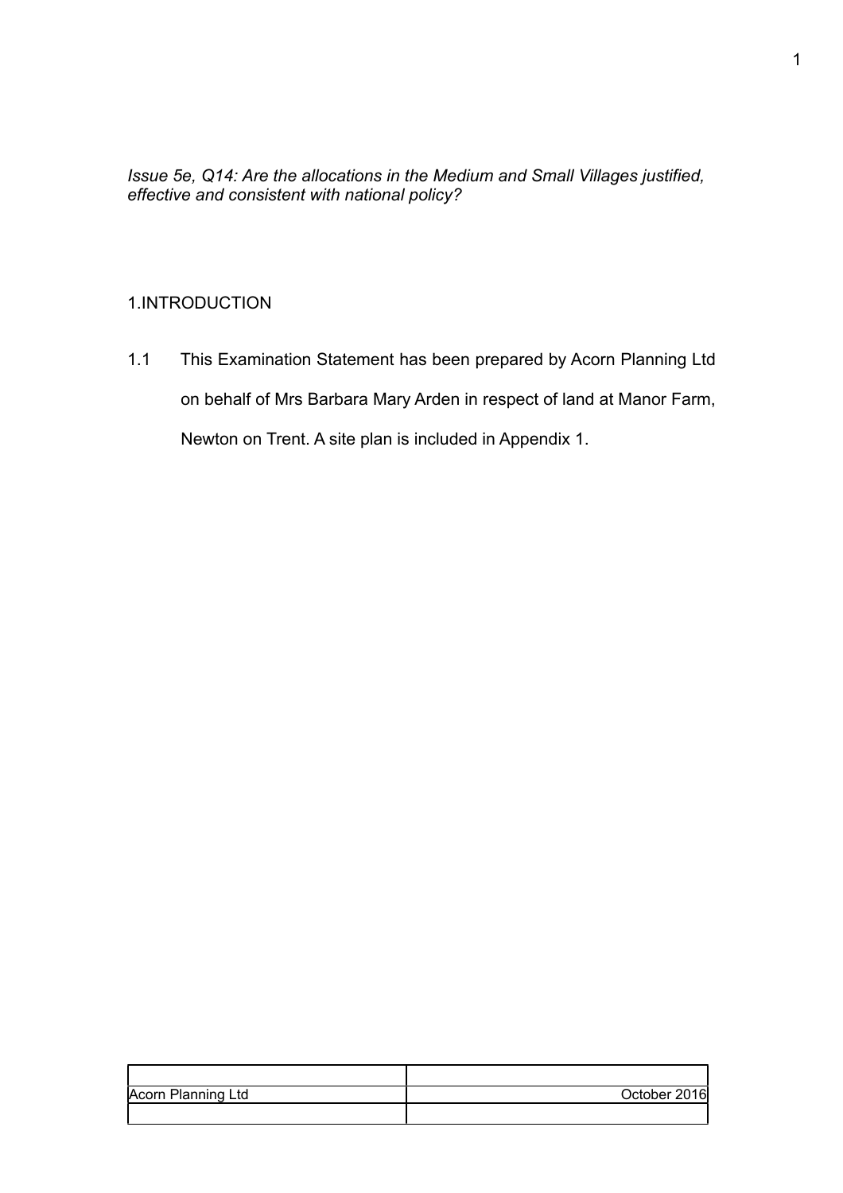*Issue 5e, Q14: Are the allocations in the Medium and Small Villages justified, effective and consistent with national policy?*

## 1.INTRODUCTION

1.1 This Examination Statement has been prepared by Acorn Planning Ltd on behalf of Mrs Barbara Mary Arden in respect of land at Manor Farm, Newton on Trent. A site plan is included in Appendix 1.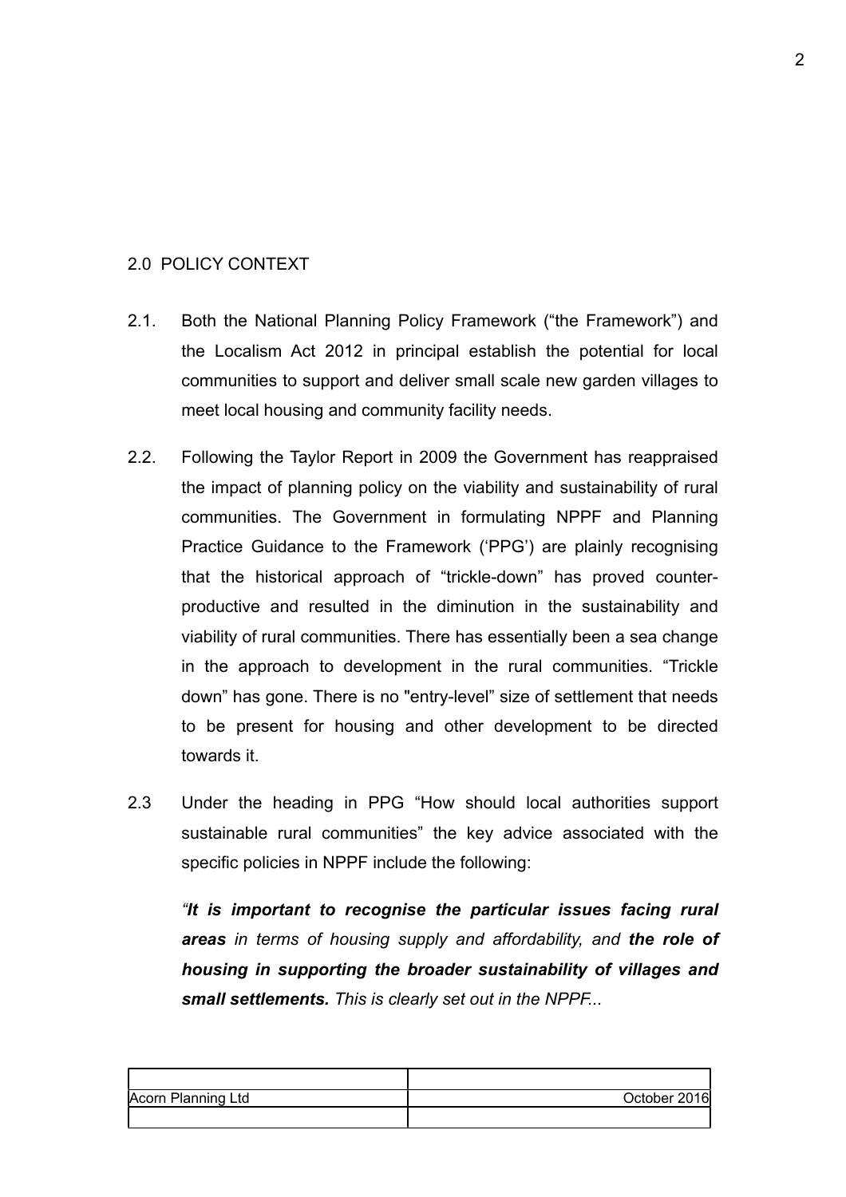## 2.0 POLICY CONTEXT

2.1. Both the National Planning Policy Framework ("the Framework") and the Localism Act 2012 in principal establish the potential for local communities to support and deliver small scale new garden villages to meet local housing and community facility needs.

2.2. Following the Taylor Report in 2009 the Government has reappraised the impact of planning policy on the viability and sustainability of rural communities. The Government in formulating NPPF and Planning Practice Guidance to the Framework ('PPG') are plainly recognising that the historical approach of "trickle-down" has proved counter-productive and resulted in the diminution in the sustainability and viability of rural communities. There has essentially been a sea change in the approach to development in the rural communities. "Trickle down" has gone. There is no "entry-level" size of settlement that needs to be present for housing and other development to be directed towards it.

2.3 Under the heading in PPG "How should local authorities support sustainable rural communities" the key advice associated with the specific policies in NPPF include the following:

*"**It is important to recognise the particular issues facing rural areas** in terms of housing supply and affordability, and **the role of housing in supporting the broader sustainability of villages and small settlements.** This is clearly set out in the NPPF...*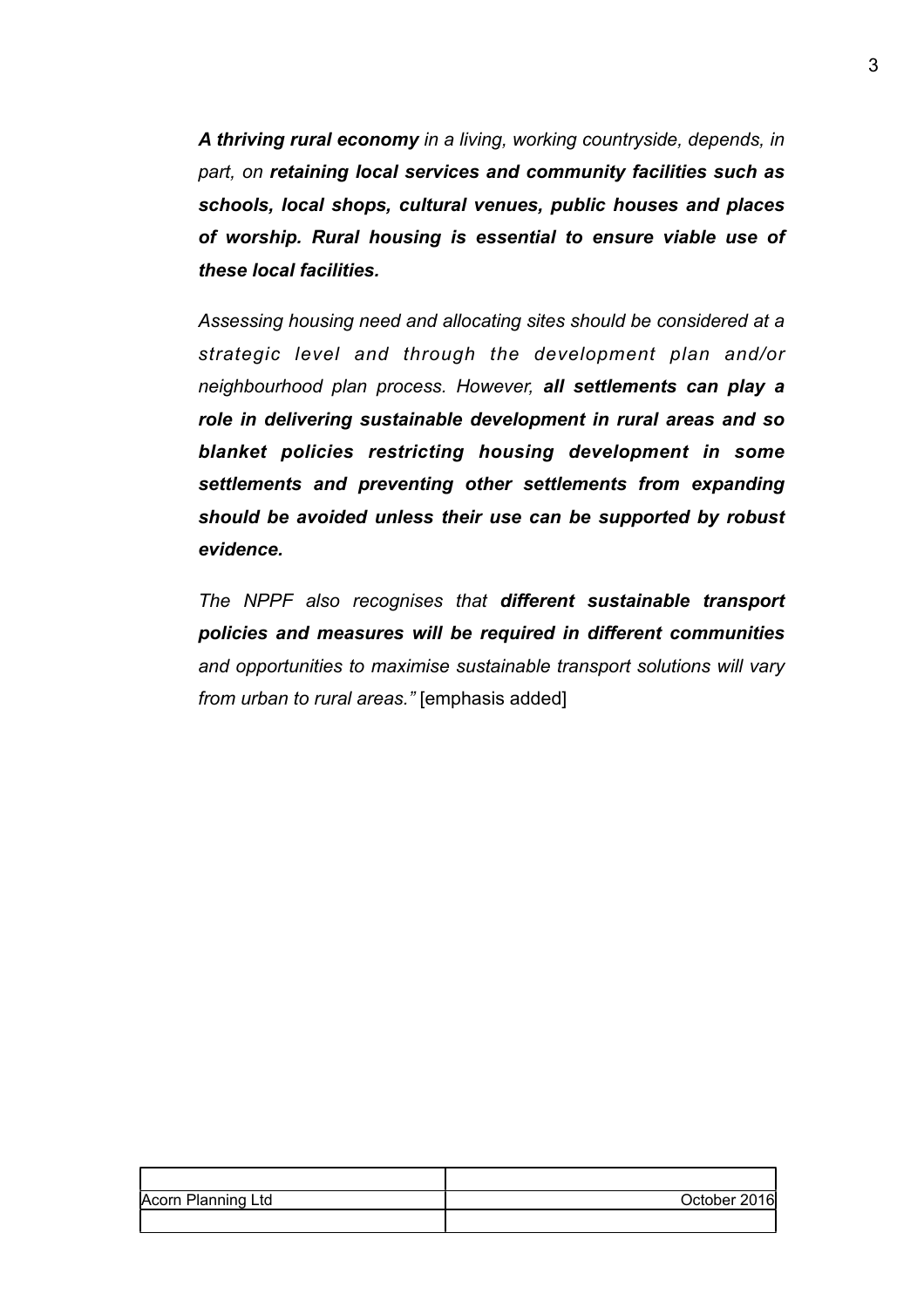***A thriving rural economy** in a living, working countryside, depends, in part, on **retaining local services and community facilities such as schools, local shops, cultural venues, public houses and places of worship. Rural housing is essential to ensure viable use of these local facilities.***

*Assessing housing need and allocating sites should be considered at a strategic level and through the development plan and/or neighbourhood plan process. However, **all settlements can play a role in delivering sustainable development in rural areas and so blanket policies restricting housing development in some settlements and preventing other settlements from expanding should be avoided unless their use can be supported by robust evidence.***

*The NPPF also recognises that **different sustainable transport policies and measures will be required in different communities** and opportunities to maximise sustainable transport solutions will vary from urban to rural areas."* [emphasis added]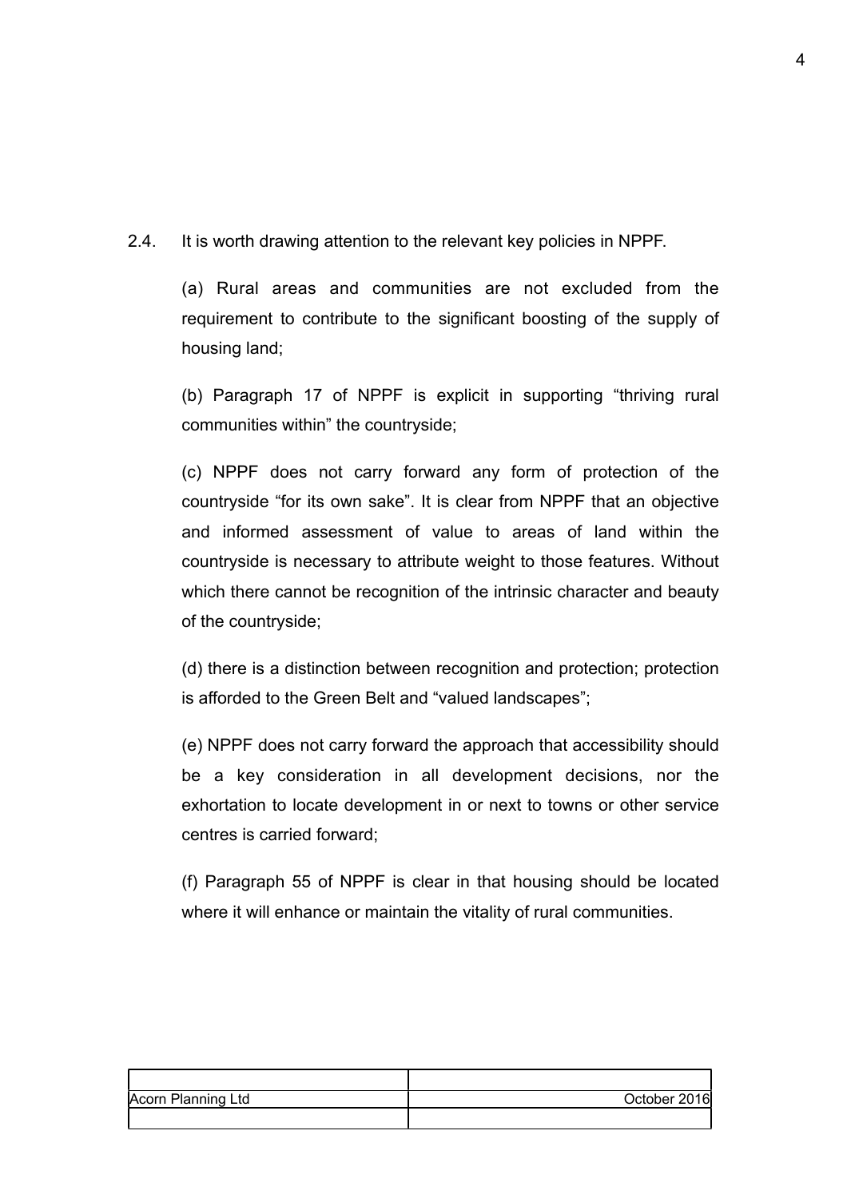2.4. It is worth drawing attention to the relevant key policies in NPPF.

(a) Rural areas and communities are not excluded from the requirement to contribute to the significant boosting of the supply of housing land;

(b) Paragraph 17 of NPPF is explicit in supporting "thriving rural communities within" the countryside;

(c) NPPF does not carry forward any form of protection of the countryside "for its own sake". It is clear from NPPF that an objective and informed assessment of value to areas of land within the countryside is necessary to attribute weight to those features. Without which there cannot be recognition of the intrinsic character and beauty of the countryside;

(d) there is a distinction between recognition and protection; protection is afforded to the Green Belt and "valued landscapes";

(e) NPPF does not carry forward the approach that accessibility should be a key consideration in all development decisions, nor the exhortation to locate development in or next to towns or other service centres is carried forward;

(f) Paragraph 55 of NPPF is clear in that housing should be located where it will enhance or maintain the vitality of rural communities.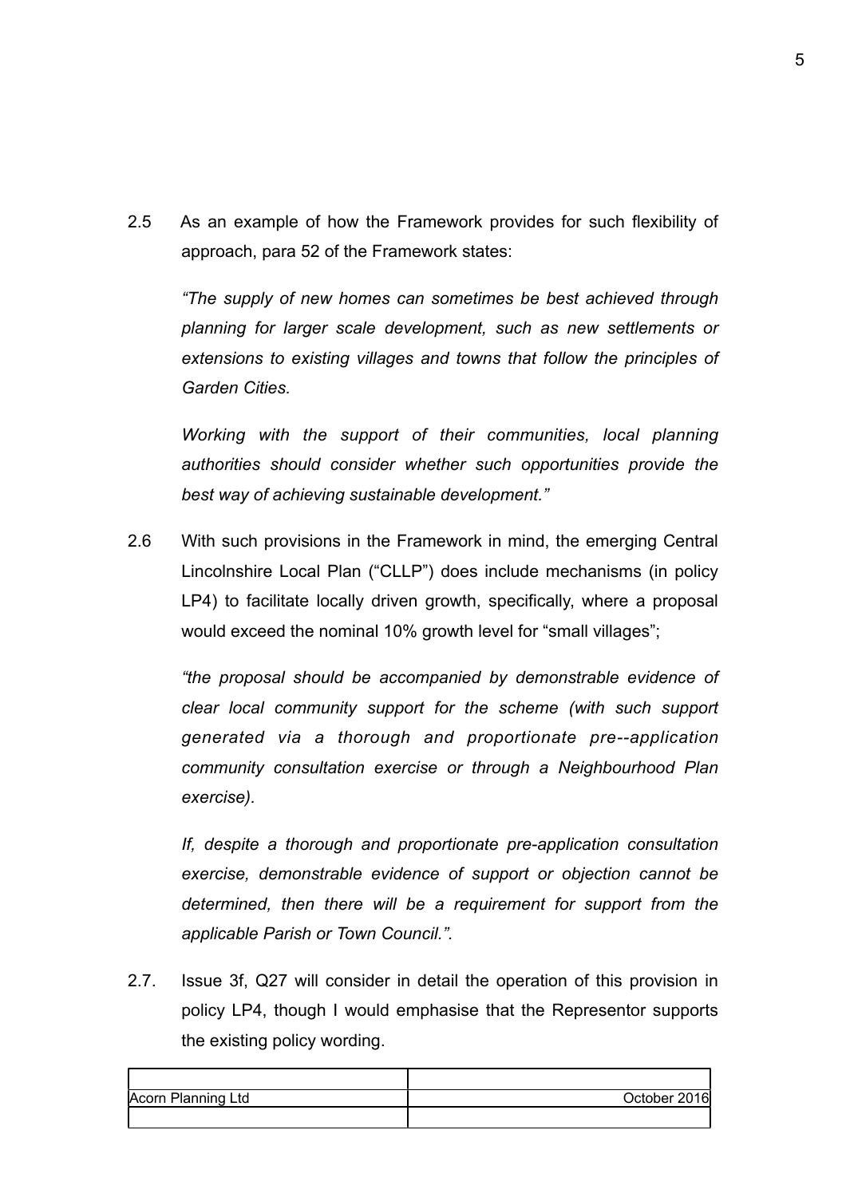2.5 As an example of how the Framework provides for such flexibility of approach, para 52 of the Framework states:

> *"The supply of new homes can sometimes be best achieved through planning for larger scale development, such as new settlements or extensions to existing villages and towns that follow the principles of Garden Cities.*
>
> *Working with the support of their communities, local planning authorities should consider whether such opportunities provide the best way of achieving sustainable development."*

2.6 With such provisions in the Framework in mind, the emerging Central Lincolnshire Local Plan ("CLLP") does include mechanisms (in policy LP4) to facilitate locally driven growth, specifically, where a proposal would exceed the nominal 10% growth level for "small villages";

> *"the proposal should be accompanied by demonstrable evidence of clear local community support for the scheme (with such support generated via a thorough and proportionate pre--application community consultation exercise or through a Neighbourhood Plan exercise).*
>
> *If, despite a thorough and proportionate pre-application consultation exercise, demonstrable evidence of support or objection cannot be determined, then there will be a requirement for support from the applicable Parish or Town Council.".*

2.7. Issue 3f, Q27 will consider in detail the operation of this provision in policy LP4, though I would emphasise that the Representor supports the existing policy wording.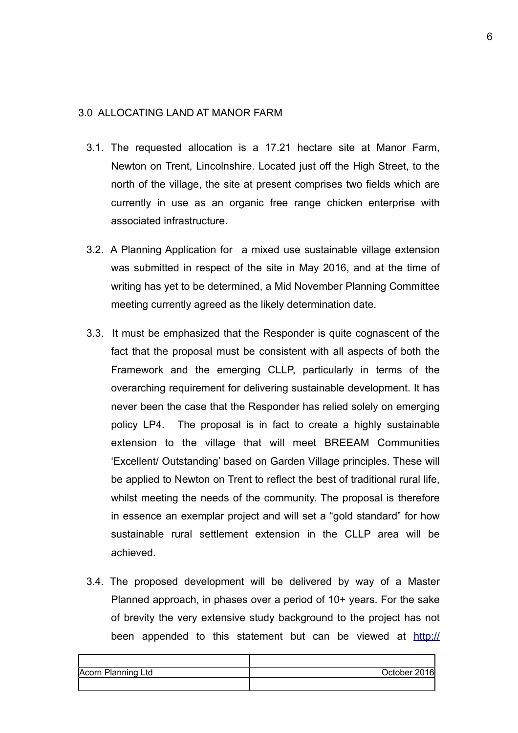## 3.0 ALLOCATING LAND AT MANOR FARM

3.1. The requested allocation is a 17.21 hectare site at Manor Farm, Newton on Trent, Lincolnshire. Located just off the High Street, to the north of the village, the site at present comprises two fields which are currently in use as an organic free range chicken enterprise with associated infrastructure.

3.2. A Planning Application for a mixed use sustainable village extension was submitted in respect of the site in May 2016, and at the time of writing has yet to be determined, a Mid November Planning Committee meeting currently agreed as the likely determination date.

3.3. It must be emphasized that the Responder is quite cognascent of the fact that the proposal must be consistent with all aspects of both the Framework and the emerging CLLP, particularly in terms of the overarching requirement for delivering sustainable development. It has never been the case that the Responder has relied solely on emerging policy LP4. The proposal is in fact to create a highly sustainable extension to the village that will meet BREEAM Communities 'Excellent/ Outstanding' based on Garden Village principles. These will be applied to Newton on Trent to reflect the best of traditional rural life, whilst meeting the needs of the community. The proposal is therefore in essence an exemplar project and will set a "gold standard" for how sustainable rural settlement extension in the CLLP area will be achieved.

3.4. The proposed development will be delivered by way of a Master Planned approach, in phases over a period of 10+ years. For the sake of brevity the very extensive study background to the project has not been appended to this statement but can be viewed at http://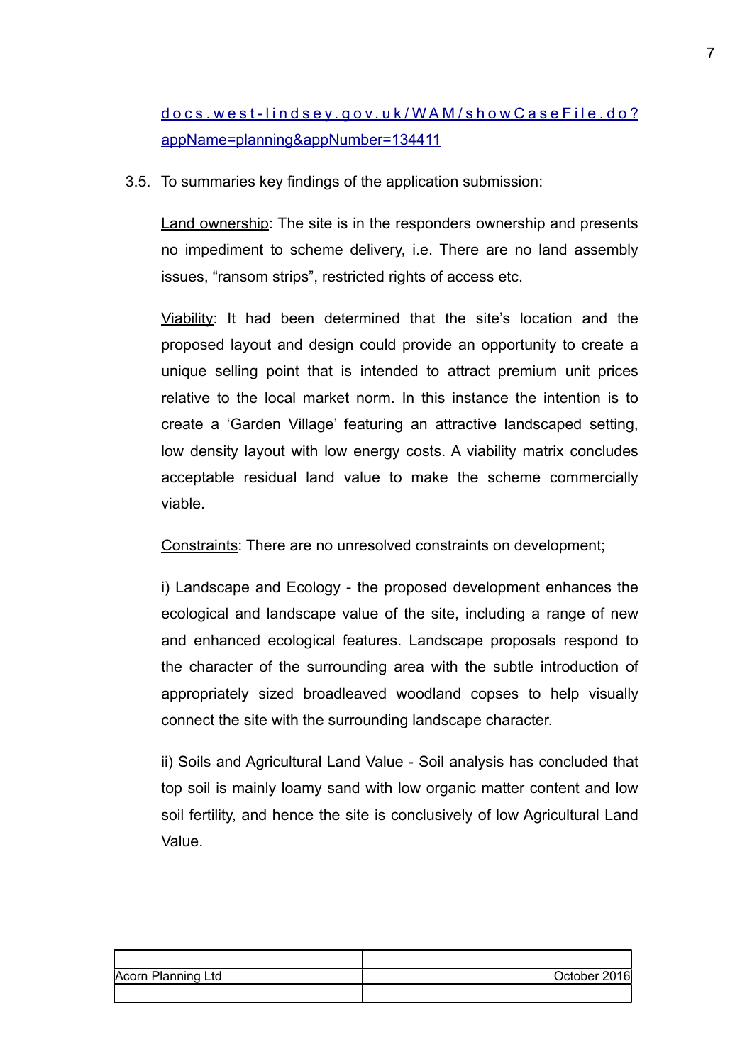[docs.west-lindsey.gov.uk/WAM/showCaseFile.do?appName=planning&appNumber=134411](docs.west-lindsey.gov.uk/WAM/showCaseFile.do?appName=planning&appNumber=134411)

3.5. To summaries key findings of the application submission:

<u>Land ownership</u>: The site is in the responders ownership and presents no impediment to scheme delivery, i.e. There are no land assembly issues, "ransom strips", restricted rights of access etc.

<u>Viability</u>: It had been determined that the site's location and the proposed layout and design could provide an opportunity to create a unique selling point that is intended to attract premium unit prices relative to the local market norm. In this instance the intention is to create a 'Garden Village' featuring an attractive landscaped setting, low density layout with low energy costs. A viability matrix concludes acceptable residual land value to make the scheme commercially viable.

<u>Constraints</u>: There are no unresolved constraints on development;

i) Landscape and Ecology - the proposed development enhances the ecological and landscape value of the site, including a range of new and enhanced ecological features. Landscape proposals respond to the character of the surrounding area with the subtle introduction of appropriately sized broadleaved woodland copses to help visually connect the site with the surrounding landscape character.

ii) Soils and Agricultural Land Value - Soil analysis has concluded that top soil is mainly loamy sand with low organic matter content and low soil fertility, and hence the site is conclusively of low Agricultural Land Value.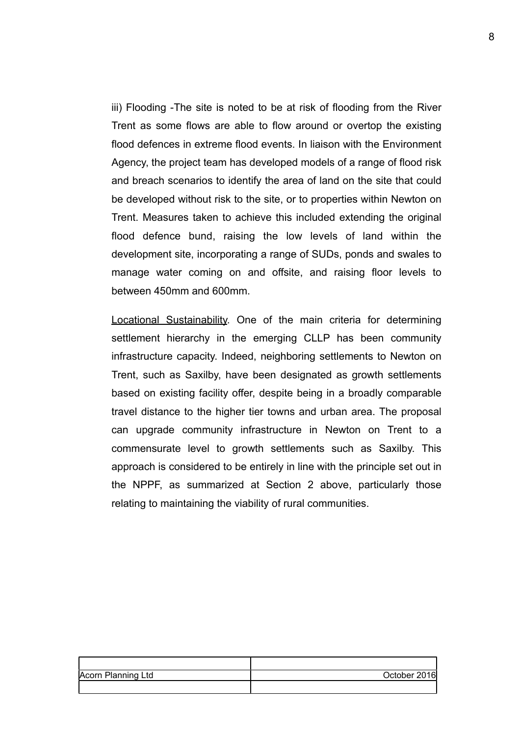iii) Flooding -The site is noted to be at risk of flooding from the River Trent as some flows are able to flow around or overtop the existing flood defences in extreme flood events. In liaison with the Environment Agency, the project team has developed models of a range of flood risk and breach scenarios to identify the area of land on the site that could be developed without risk to the site, or to properties within Newton on Trent. Measures taken to achieve this included extending the original flood defence bund, raising the low levels of land within the development site, incorporating a range of SUDs, ponds and swales to manage water coming on and offsite, and raising floor levels to between 450mm and 600mm.

<u>Locational Sustainability</u>. One of the main criteria for determining settlement hierarchy in the emerging CLLP has been community infrastructure capacity. Indeed, neighboring settlements to Newton on Trent, such as Saxilby, have been designated as growth settlements based on existing facility offer, despite being in a broadly comparable travel distance to the higher tier towns and urban area. The proposal can upgrade community infrastructure in Newton on Trent to a commensurate level to growth settlements such as Saxilby. This approach is considered to be entirely in line with the principle set out in the NPPF, as summarized at Section 2 above, particularly those relating to maintaining the viability of rural communities.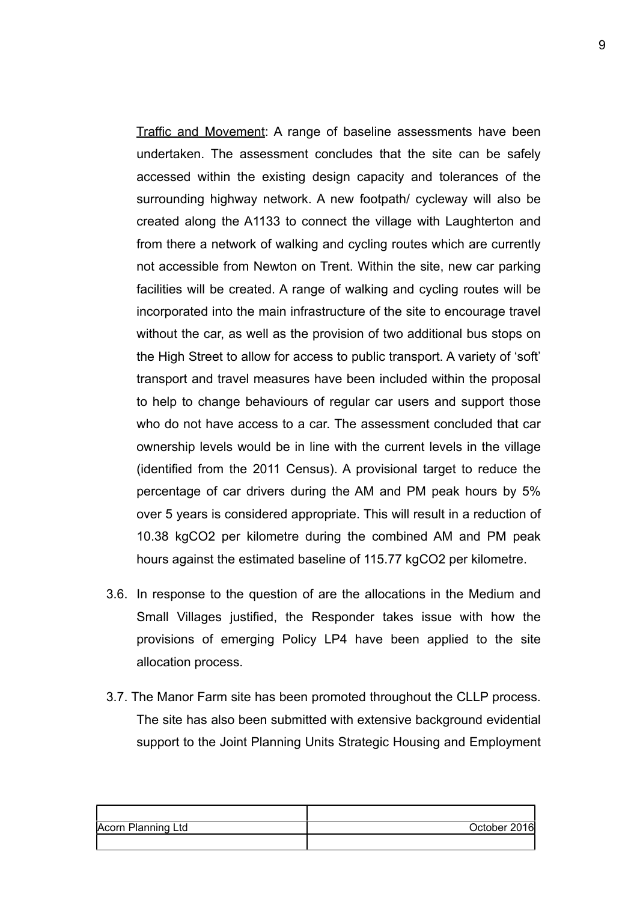Traffic and Movement: A range of baseline assessments have been undertaken. The assessment concludes that the site can be safely accessed within the existing design capacity and tolerances of the surrounding highway network. A new footpath/ cycleway will also be created along the A1133 to connect the village with Laughterton and from there a network of walking and cycling routes which are currently not accessible from Newton on Trent. Within the site, new car parking facilities will be created. A range of walking and cycling routes will be incorporated into the main infrastructure of the site to encourage travel without the car, as well as the provision of two additional bus stops on the High Street to allow for access to public transport. A variety of 'soft' transport and travel measures have been included within the proposal to help to change behaviours of regular car users and support those who do not have access to a car. The assessment concluded that car ownership levels would be in line with the current levels in the village (identified from the 2011 Census). A provisional target to reduce the percentage of car drivers during the AM and PM peak hours by 5% over 5 years is considered appropriate. This will result in a reduction of 10.38 kg$CO_2$ per kilometre during the combined AM and PM peak hours against the estimated baseline of 115.77 kg$CO_2$ per kilometre.

3.6. In response to the question of are the allocations in the Medium and Small Villages justified, the Responder takes issue with how the provisions of emerging Policy LP4 have been applied to the site allocation process.

3.7. The Manor Farm site has been promoted throughout the CLLP process. The site has also been submitted with extensive background evidential support to the Joint Planning Units Strategic Housing and Employment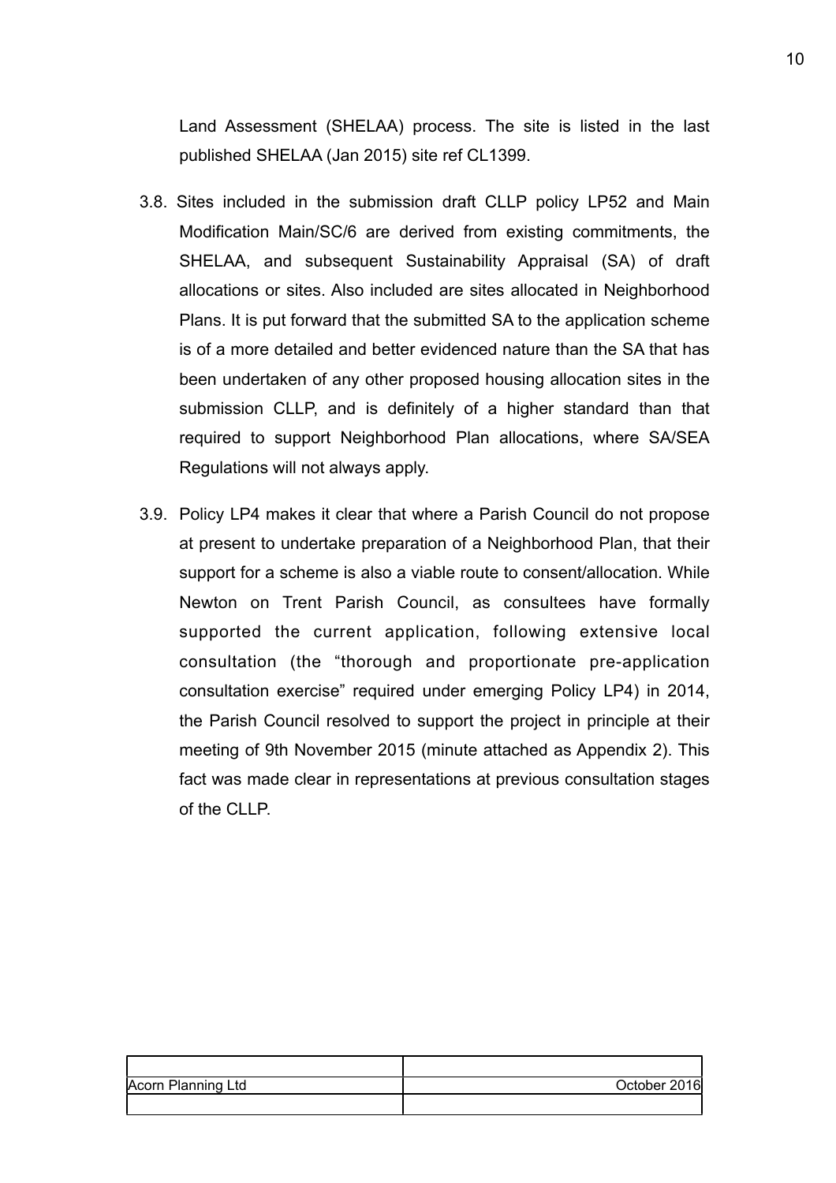Land Assessment (SHELAA) process. The site is listed in the last published SHELAA (Jan 2015) site ref CL1399.

3.8. Sites included in the submission draft CLLP policy LP52 and Main Modification Main/SC/6 are derived from existing commitments, the SHELAA, and subsequent Sustainability Appraisal (SA) of draft allocations or sites. Also included are sites allocated in Neighborhood Plans. It is put forward that the submitted SA to the application scheme is of a more detailed and better evidenced nature than the SA that has been undertaken of any other proposed housing allocation sites in the submission CLLP, and is definitely of a higher standard than that required to support Neighborhood Plan allocations, where SA/SEA Regulations will not always apply.

3.9. Policy LP4 makes it clear that where a Parish Council do not propose at present to undertake preparation of a Neighborhood Plan, that their support for a scheme is also a viable route to consent/allocation. While Newton on Trent Parish Council, as consultees have formally supported the current application, following extensive local consultation (the "thorough and proportionate pre-application consultation exercise" required under emerging Policy LP4) in 2014, the Parish Council resolved to support the project in principle at their meeting of 9th November 2015 (minute attached as Appendix 2). This fact was made clear in representations at previous consultation stages of the CLLP.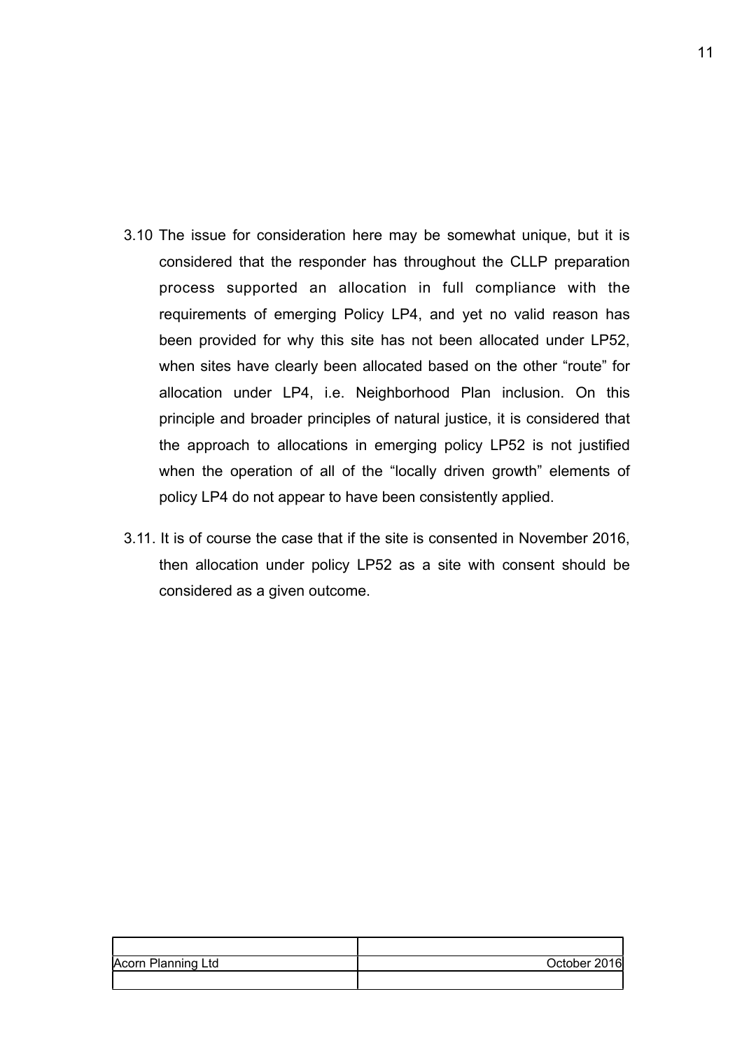3.10 The issue for consideration here may be somewhat unique, but it is considered that the responder has throughout the CLLP preparation process supported an allocation in full compliance with the requirements of emerging Policy LP4, and yet no valid reason has been provided for why this site has not been allocated under LP52, when sites have clearly been allocated based on the other “route” for allocation under LP4, i.e. Neighborhood Plan inclusion. On this principle and broader principles of natural justice, it is considered that the approach to allocations in emerging policy LP52 is not justified when the operation of all of the “locally driven growth” elements of policy LP4 do not appear to have been consistently applied.

3.11. It is of course the case that if the site is consented in November 2016, then allocation under policy LP52 as a site with consent should be considered as a given outcome.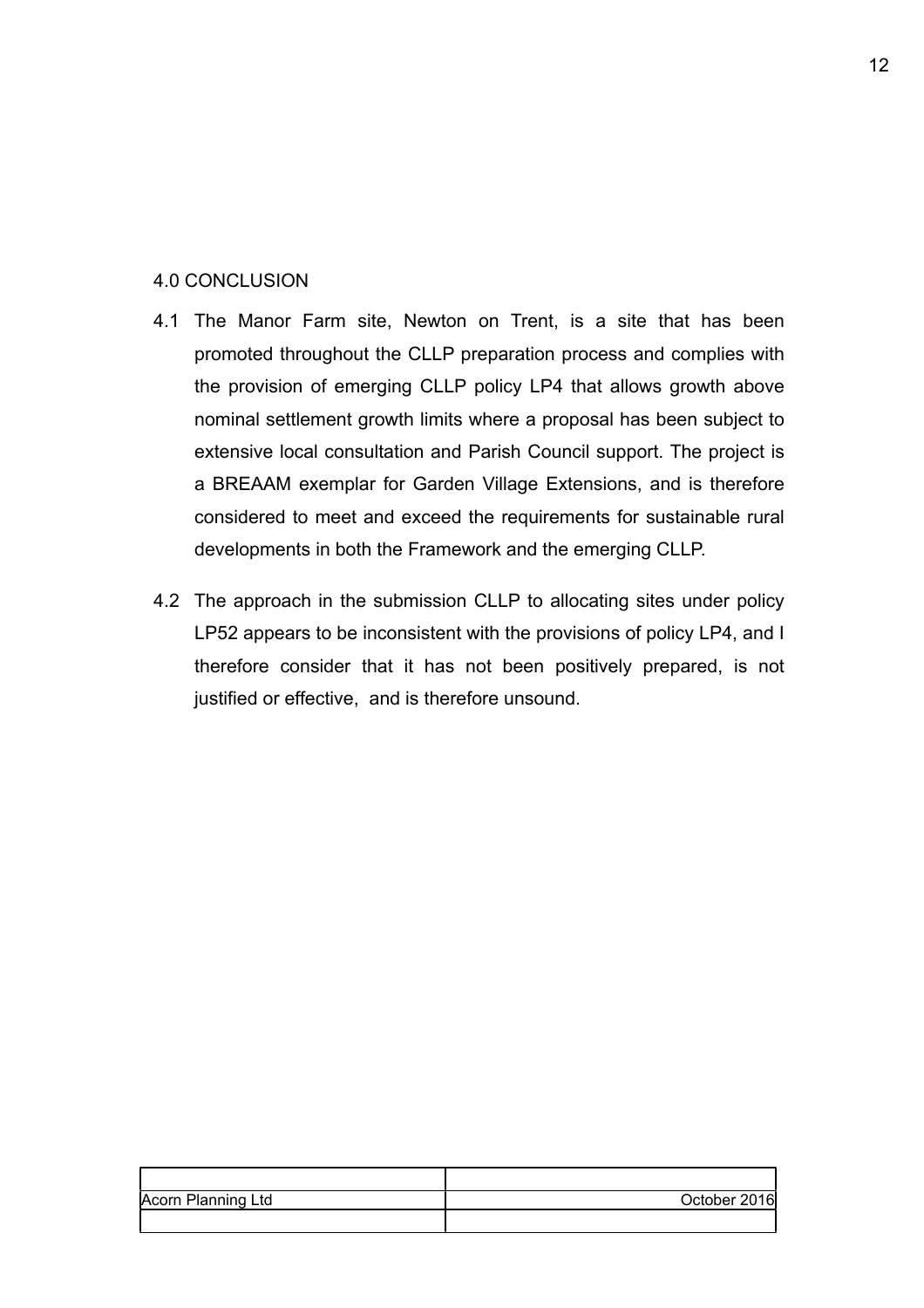## 4.0 CONCLUSION

4.1 The Manor Farm site, Newton on Trent, is a site that has been promoted throughout the CLLP preparation process and complies with the provision of emerging CLLP policy LP4 that allows growth above nominal settlement growth limits where a proposal has been subject to extensive local consultation and Parish Council support. The project is a BREAAM exemplar for Garden Village Extensions, and is therefore considered to meet and exceed the requirements for sustainable rural developments in both the Framework and the emerging CLLP.

4.2 The approach in the submission CLLP to allocating sites under policy LP52 appears to be inconsistent with the provisions of policy LP4, and I therefore consider that it has not been positively prepared, is not justified or effective, and is therefore unsound.